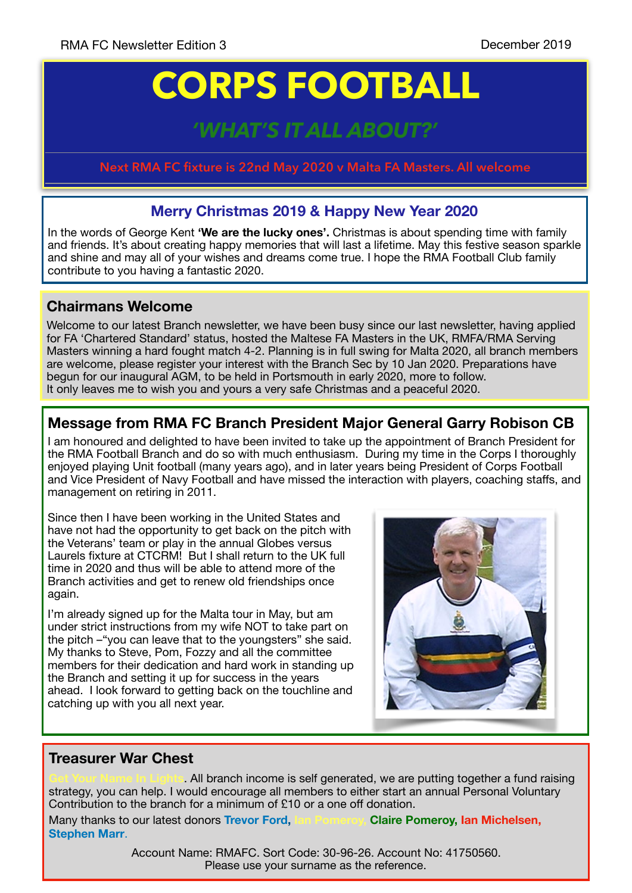RMA FC Newsletter Edition 3 — December 2019

# CORPS FOOTBALL

## *'WHAT'S IT ALL ABOUT?'*

Next RMA FC fixture is 22nd May 2020 v Malta FA Masters. All welcome

### Merry Christmas 2019 & Happy New Year 2020

In the words of George Kent **'We are the lucky ones'.** Christmas is about spending time with family and friends. It's about creating happy memories that will last a lifetime. May this festive season sparkle and shine and may all of your wishes and dreams come true. I hope the RMA Football Club family contribute to you having a fantastic 2020.

### Chairmans Welcome

Welcome to our latest Branch newsletter, we have been busy since our last newsletter, having applied for FA 'Chartered Standard' status, hosted the Maltese FA Masters in the UK, RMFA/RMA Serving Masters winning a hard fought match 4-2. Planning is in full swing for Malta 2020, all branch members are welcome, please register your interest with the Branch Sec by 10 Jan 2020. Preparations have begun for our inaugural AGM, to be held in Portsmouth in early 2020, more to follow.
It only leaves me to wish you and yours a very safe Christmas and a peaceful 2020.

### Message from RMA FC Branch President Major General Garry Robison CB

I am honoured and delighted to have been invited to take up the appointment of Branch President for the RMA Football Branch and do so with much enthusiasm. During my time in the Corps I thoroughly enjoyed playing Unit football (many years ago), and in later years being President of Corps Football and Vice President of Navy Football and have missed the interaction with players, coaching staffs, and management on retiring in 2011.

Since then I have been working in the United States and have not had the opportunity to get back on the pitch with the Veterans' team or play in the annual Globes versus Laurels fixture at CTCRM! But I shall return to the UK full time in 2020 and thus will be able to attend more of the Branch activities and get to renew old friendships once again.

I'm already signed up for the Malta tour in May, but am under strict instructions from my wife NOT to take part on the pitch –"you can leave that to the youngsters" she said. My thanks to Steve, Pom, Fozzy and all the committee members for their dedication and hard work in standing up the Branch and setting it up for success in the years ahead. I look forward to getting back on the touchline and catching up with you all next year.

### Treasurer War Chest

Get Your Name In Lights. All branch income is self generated, we are putting together a fund raising strategy, you can help. I would encourage all members to either start an annual Personal Voluntary Contribution to the branch for a minimum of £10 or a one off donation.

Many thanks to our latest donors **Trevor Ford, Ian Pomeroy, Claire Pomeroy, Ian Michelsen, Stephen Marr**.

Account Name: RMAFC. Sort Code: 30-96-26. Account No: 41750560.
Please use your surname as the reference.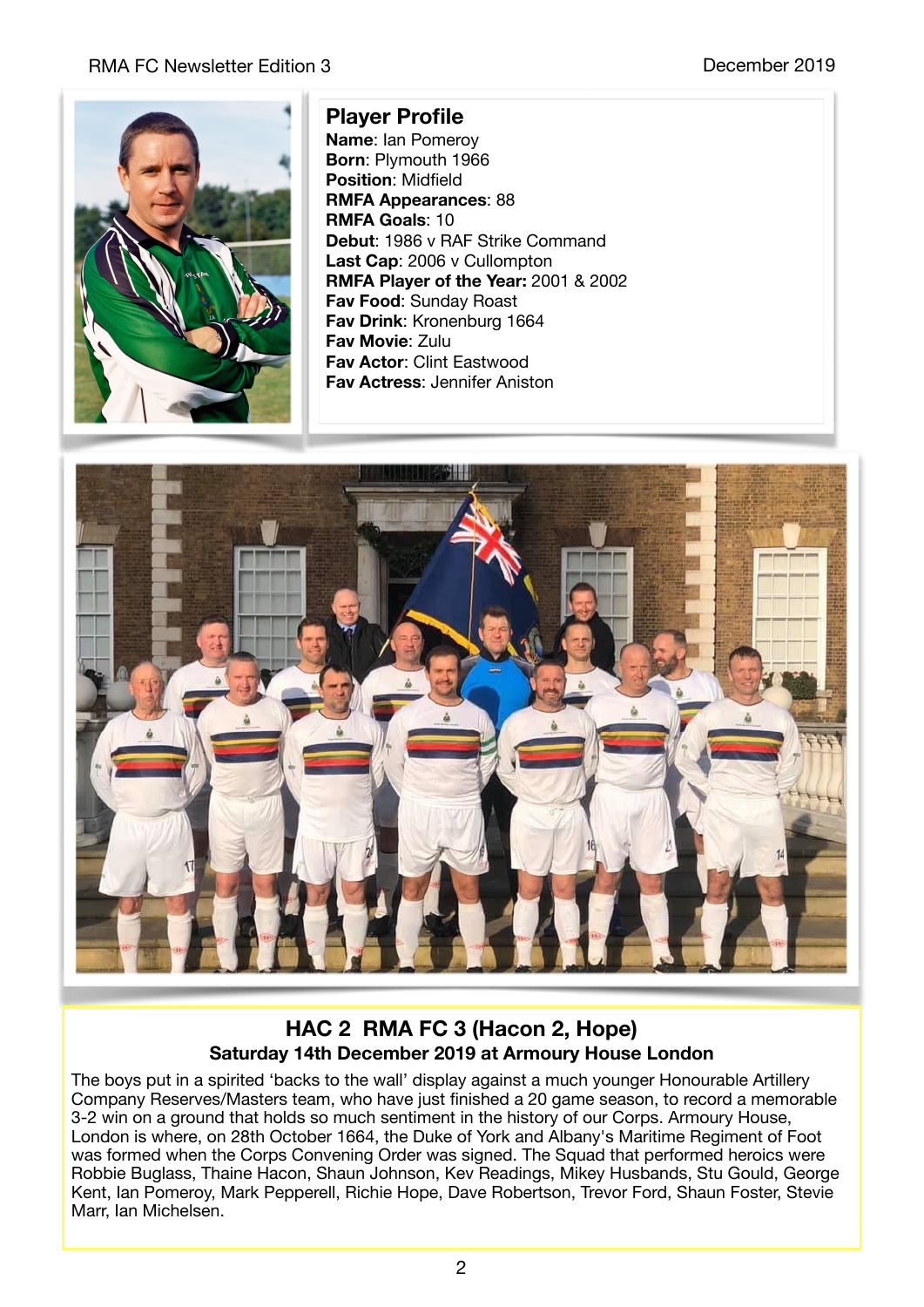## Player Profile

**Name**: Ian Pomeroy
**Born**: Plymouth 1966
**Position**: Midfield
**RMFA Appearances**: 88
**RMFA Goals**: 10
**Debut**: 1986 v RAF Strike Command
**Last Cap**: 2006 v Cullompton
**RMFA Player of the Year:** 2001 & 2002
**Fav Food**: Sunday Roast
**Fav Drink**: Kronenburg 1664
**Fav Movie**: Zulu
**Fav Actor**: Clint Eastwood
**Fav Actress**: Jennifer Aniston

## HAC 2 RMA FC 3 (Hacon 2, Hope)

**Saturday 14th December 2019 at Armoury House London**

The boys put in a spirited 'backs to the wall' display against a much younger Honourable Artillery Company Reserves/Masters team, who have just finished a 20 game season, to record a memorable 3-2 win on a ground that holds so much sentiment in the history of our Corps. Armoury House, London is where, on 28th October 1664, the Duke of York and Albany's Maritime Regiment of Foot was formed when the Corps Convening Order was signed. The Squad that performed heroics were Robbie Buglass, Thaine Hacon, Shaun Johnson, Kev Readings, Mikey Husbands, Stu Gould, George Kent, Ian Pomeroy, Mark Pepperell, Richie Hope, Dave Robertson, Trevor Ford, Shaun Foster, Stevie Marr, Ian Michelsen.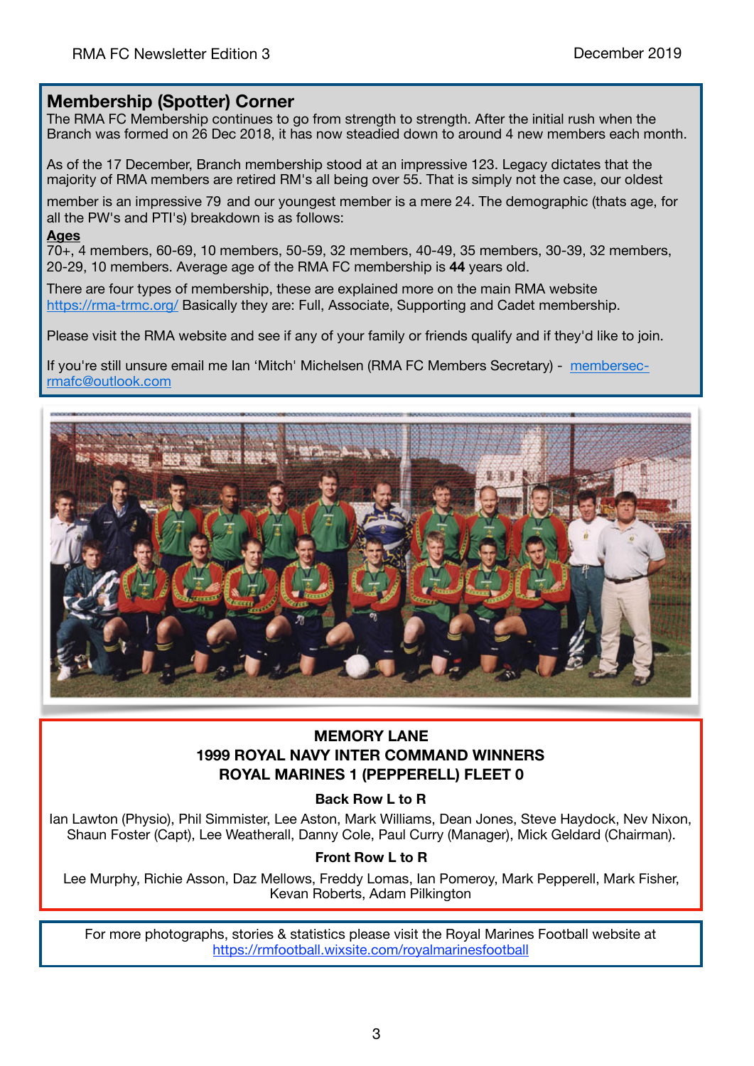## Membership (Spotter) Corner

The RMA FC Membership continues to go from strength to strength. After the initial rush when the Branch was formed on 26 Dec 2018, it has now steadied down to around 4 new members each month.

As of the 17 December, Branch membership stood at an impressive 123. Legacy dictates that the majority of RMA members are retired RM's all being over 55. That is simply not the case, our oldest member is an impressive 79 and our youngest member is a mere 24. The demographic (thats age, for all the PW's and PTI's) breakdown is as follows:

**Ages**
70+, 4 members, 60-69, 10 members, 50-59, 32 members, 40-49, 35 members, 30-39, 32 members, 20-29, 10 members. Average age of the RMA FC membership is **44** years old.

There are four types of membership, these are explained more on the main RMA website https://rma-trmc.org/ Basically they are: Full, Associate, Supporting and Cadet membership.

Please visit the RMA website and see if any of your family or friends qualify and if they'd like to join.

If you're still unsure email me Ian 'Mitch' Michelsen (RMA FC Members Secretary) - membersec-rmafc@outlook.com

**MEMORY LANE**
**1999 ROYAL NAVY INTER COMMAND WINNERS**
**ROYAL MARINES 1 (PEPPERELL) FLEET 0**

**Back Row L to R**

Ian Lawton (Physio), Phil Simmister, Lee Aston, Mark Williams, Dean Jones, Steve Haydock, Nev Nixon, Shaun Foster (Capt), Lee Weatherall, Danny Cole, Paul Curry (Manager), Mick Geldard (Chairman).

**Front Row L to R**

Lee Murphy, Richie Asson, Daz Mellows, Freddy Lomas, Ian Pomeroy, Mark Pepperell, Mark Fisher, Kevan Roberts, Adam Pilkington

For more photographs, stories & statistics please visit the Royal Marines Football website at https://rmfootball.wixsite.com/royalmarinesfootball